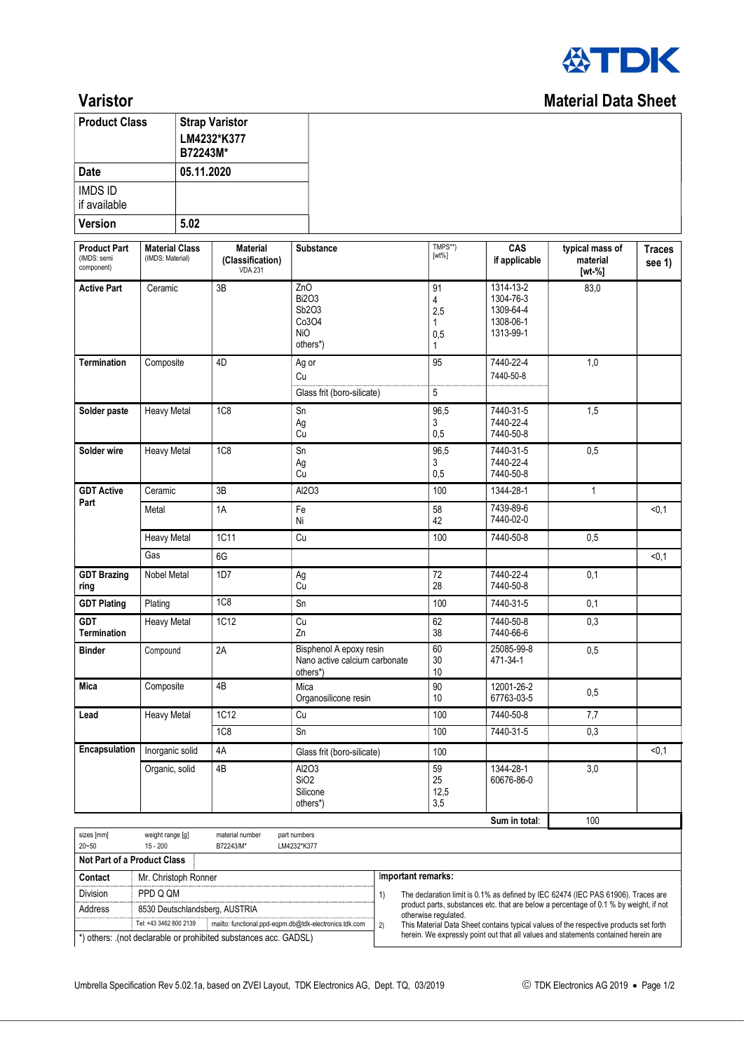TDK

# Varistor

# Material Data Sheet

| Product Class | Strap Varistor LM4232*K377 B72243M* |
|---|---|
| Date | 05.11.2020 |
| IMDS ID if available | |
| Version | 5.02 |

| Product Part (IMDS: semi component) | Material Class (IMDS: Material) | Material (Classification) VDA 231 | Substance | TMPS**) [wt%] | CAS if applicable | typical mass of material [wt-%] | Traces see 1) |
|---|---|---|---|---|---|---|---|
| Active Part | Ceramic | 3B | ZnO<br>$Bi_2O_3$<br>$Sb_2O_3$<br>$Co_3O_4$<br>NiO<br>others*) | 91<br>4<br>2,5<br>1<br>0,5<br>1 | 1314-13-2<br>1304-76-3<br>1309-64-4<br>1308-06-1<br>1313-99-1 | 83,0 | |
| Termination | Composite | 4D | Ag or<br>Cu | 95 | 7440-22-4<br>7440-50-8 | 1,0 | |
| | | | Glass frit (boro-silicate) | 5 | | | |
| Solder paste | Heavy Metal | 1C8 | Sn<br>Ag<br>Cu | 96,5<br>3<br>0,5 | 7440-31-5<br>7440-22-4<br>7440-50-8 | 1,5 | |
| Solder wire | Heavy Metal | 1C8 | Sn<br>Ag<br>Cu | 96,5<br>3<br>0,5 | 7440-31-5<br>7440-22-4<br>7440-50-8 | 0,5 | |
| GDT Active Part | Ceramic | 3B | $Al_2O_3$ | 100 | 1344-28-1 | 1 | |
| | Metal | 1A | Fe<br>Ni | 58<br>42 | 7439-89-6<br>7440-02-0 | | <0,1 |
| | Heavy Metal | 1C11 | Cu | 100 | 7440-50-8 | 0,5 | |
| | Gas | 6G | | | | | <0,1 |
| GDT Brazing ring | Nobel Metal | 1D7 | Ag<br>Cu | 72<br>28 | 7440-22-4<br>7440-50-8 | 0,1 | |
| GDT Plating | Plating | 1C8 | Sn | 100 | 7440-31-5 | 0,1 | |
| GDT Termination | Heavy Metal | 1C12 | Cu<br>Zn | 62<br>38 | 7440-50-8<br>7440-66-6 | 0,3 | |
| Binder | Compound | 2A | Bisphenol A epoxy resin<br>Nano active calcium carbonate<br>others*) | 60<br>30<br>10 | 25085-99-8<br>471-34-1 | 0,5 | |
| Mica | Composite | 4B | Mica<br>Organosilicone resin | 90<br>10 | 12001-26-2<br>67763-03-5 | 0,5 | |
| Lead | Heavy Metal | 1C12 | Cu | 100 | 7440-50-8 | 7,7 | |
| | | 1C8 | Sn | 100 | 7440-31-5 | 0,3 | |
| Encapsulation | Inorganic solid | 4A | Glass frit (boro-silicate) | 100 | | | <0,1 |
| | Organic, solid | 4B | $Al_2O_3$<br>$SiO_2$<br>Silicone<br>others*) | 59<br>25<br>12,5<br>3,5 | 1344-28-1<br>60676-86-0 | 3,0 | |
| | | | | | Sum in total: | 100 | |

| sizes [mm] | weight range [g] | material number | part numbers |
|---|---|---|---|
| 20~50 | 15 - 200 | B72243M* | LM4232*K377 |

**Not Part of a Product Class**

| Contact | Mr. Christoph Ronner |
|---|---|
| Division | PPD Q QM |
| Address | 8530 Deutschlandsberg, AUSTRIA |
| Tel: +43 3462 800 2139 | mailto: functional.ppd-eqpm.db@tdk-electronics.tdk.com |

*) others: .(not declarable or prohibited substances acc. GADSL)

**Important remarks:**

1) The declaration limit is 0.1% as defined by IEC 62474 (IEC PAS 61906). Traces are product parts, substances etc. that are below a percentage of 0.1 % by weight, if not otherwise regulated.

2) This Material Data Sheet contains typical values of the respective products set forth herein. We expressly point out that all values and statements contained herein are

Umbrella Specification Rev 5.02.1a, based on ZVEI Layout, TDK Electronics AG, Dept. TQ, 03/2019

© TDK Electronics AG 2019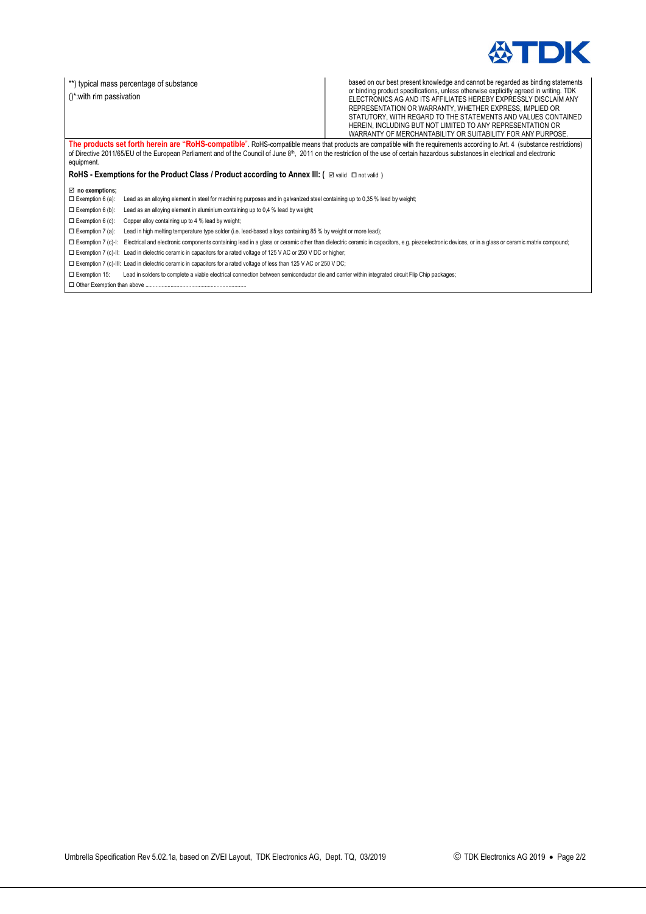| | |
|---|---|
| **) typical mass percentage of substance<br>()*:with rim passivation | based on our best present knowledge and cannot be regarded as binding statements or binding product specifications, unless otherwise explicitly agreed in writing. TDK ELECTRONICS AG AND ITS AFFILIATES HEREBY EXPRESSLY DISCLAIM ANY REPRESENTATION OR WARRANTY, WHETHER EXPRESS, IMPLIED OR STATUTORY, WITH REGARD TO THE STATEMENTS AND VALUES CONTAINED HEREIN, INCLUDING BUT NOT LIMITED TO ANY REPRESENTATION OR WARRANTY OF MERCHANTABILITY OR SUITABILITY FOR ANY PURPOSE. |

**The products set forth herein are "RoHS-compatible"**. RoHS-compatible means that products are compatible with the requirements according to Art. 4 (substance restrictions) of Directive 2011/65/EU of the European Parliament and of the Council of June 8th, 2011 on the restriction of the use of certain hazardous substances in electrical and electronic equipment.

**RoHS - Exemptions for the Product Class / Product according to Annex III: (** ☑ valid ☐ not valid **)**

☑ **no exemptions;**

- ☐ Exemption 6 (a): Lead as an alloying element in steel for machining purposes and in galvanized steel containing up to 0,35 % lead by weight;
- ☐ Exemption 6 (b): Lead as an alloying element in aluminium containing up to 0,4 % lead by weight;
- ☐ Exemption 6 (c): Copper alloy containing up to 4 % lead by weight;
- ☐ Exemption 7 (a): Lead in high melting temperature type solder (i.e. lead-based alloys containing 85 % by weight or more lead);
- ☐ Exemption 7 (c)-I: Electrical and electronic components containing lead in a glass or ceramic other than dielectric ceramic in capacitors, e.g. piezoelectronic devices, or in a glass or ceramic matrix compound;
- ☐ Exemption 7 (c)-II: Lead in dielectric ceramic in capacitors for a rated voltage of 125 V AC or 250 V DC or higher;
- ☐ Exemption 7 (c)-III: Lead in dielectric ceramic in capacitors for a rated voltage of less than 125 V AC or 250 V DC;
- ☐ Exemption 15: Lead in solders to complete a viable electrical connection between semiconductor die and carrier within integrated circuit Flip Chip packages;
- ☐ Other Exemption than above ....................................................................

Umbrella Specification Rev 5.02.1a, based on ZVEI Layout, TDK Electronics AG, Dept. TQ, 03/2019